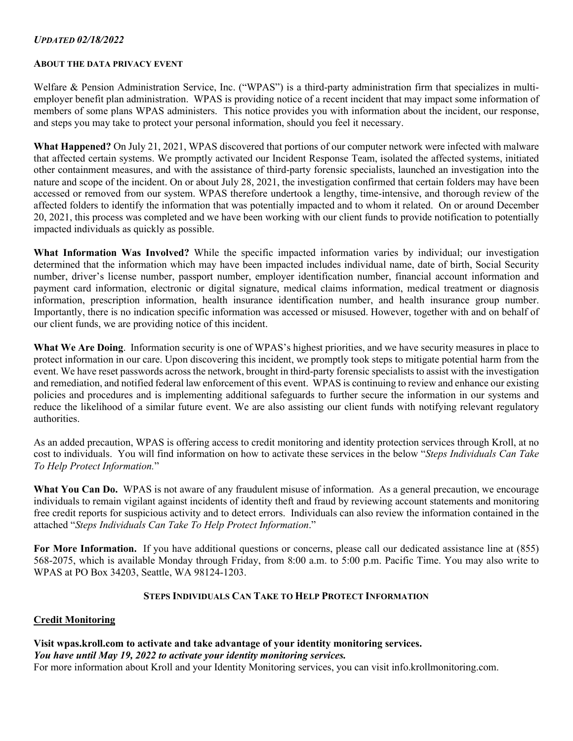*UPDATED 02/18/2022*

**ABOUT THE DATA PRIVACY EVENT**

Welfare & Pension Administration Service, Inc. ("WPAS") is a third-party administration firm that specializes in multi-employer benefit plan administration. WPAS is providing notice of a recent incident that may impact some information of members of some plans WPAS administers. This notice provides you with information about the incident, our response, and steps you may take to protect your personal information, should you feel it necessary.

**What Happened?** On July 21, 2021, WPAS discovered that portions of our computer network were infected with malware that affected certain systems. We promptly activated our Incident Response Team, isolated the affected systems, initiated other containment measures, and with the assistance of third-party forensic specialists, launched an investigation into the nature and scope of the incident. On or about July 28, 2021, the investigation confirmed that certain folders may have been accessed or removed from our system. WPAS therefore undertook a lengthy, time-intensive, and thorough review of the affected folders to identify the information that was potentially impacted and to whom it related. On or around December 20, 2021, this process was completed and we have been working with our client funds to provide notification to potentially impacted individuals as quickly as possible.

**What Information Was Involved?** While the specific impacted information varies by individual; our investigation determined that the information which may have been impacted includes individual name, date of birth, Social Security number, driver's license number, passport number, employer identification number, financial account information and payment card information, electronic or digital signature, medical claims information, medical treatment or diagnosis information, prescription information, health insurance identification number, and health insurance group number. Importantly, there is no indication specific information was accessed or misused. However, together with and on behalf of our client funds, we are providing notice of this incident.

**What We Are Doing**. Information security is one of WPAS's highest priorities, and we have security measures in place to protect information in our care. Upon discovering this incident, we promptly took steps to mitigate potential harm from the event. We have reset passwords across the network, brought in third-party forensic specialists to assist with the investigation and remediation, and notified federal law enforcement of this event. WPAS is continuing to review and enhance our existing policies and procedures and is implementing additional safeguards to further secure the information in our systems and reduce the likelihood of a similar future event. We are also assisting our client funds with notifying relevant regulatory authorities.

As an added precaution, WPAS is offering access to credit monitoring and identity protection services through Kroll, at no cost to individuals. You will find information on how to activate these services in the below "*Steps Individuals Can Take To Help Protect Information.*"

**What You Can Do.** WPAS is not aware of any fraudulent misuse of information. As a general precaution, we encourage individuals to remain vigilant against incidents of identity theft and fraud by reviewing account statements and monitoring free credit reports for suspicious activity and to detect errors. Individuals can also review the information contained in the attached "*Steps Individuals Can Take To Help Protect Information*."

**For More Information.** If you have additional questions or concerns, please call our dedicated assistance line at (855) 568-2075, which is available Monday through Friday, from 8:00 a.m. to 5:00 p.m. Pacific Time. You may also write to WPAS at PO Box 34203, Seattle, WA 98124-1203.

## STEPS INDIVIDUALS CAN TAKE TO HELP PROTECT INFORMATION

### Credit Monitoring

**Visit wpas.kroll.com to activate and take advantage of your identity monitoring services.**
***You have until May 19, 2022 to activate your identity monitoring services.***
For more information about Kroll and your Identity Monitoring services, you can visit info.krollmonitoring.com.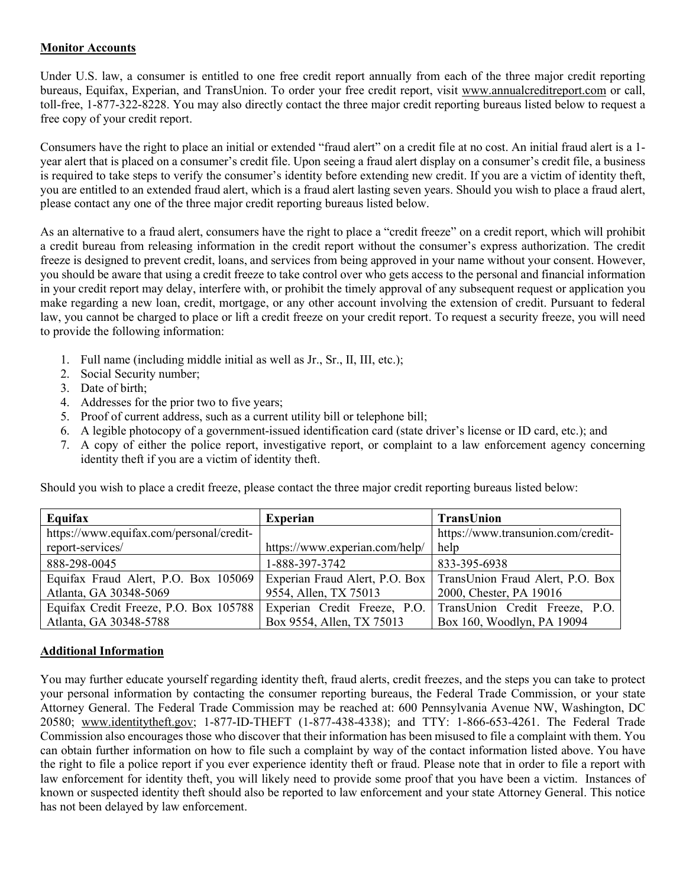**Monitor Accounts**

Under U.S. law, a consumer is entitled to one free credit report annually from each of the three major credit reporting bureaus, Equifax, Experian, and TransUnion. To order your free credit report, visit www.annualcreditreport.com or call, toll-free, 1-877-322-8228. You may also directly contact the three major credit reporting bureaus listed below to request a free copy of your credit report.

Consumers have the right to place an initial or extended "fraud alert" on a credit file at no cost. An initial fraud alert is a 1-year alert that is placed on a consumer's credit file. Upon seeing a fraud alert display on a consumer's credit file, a business is required to take steps to verify the consumer's identity before extending new credit. If you are a victim of identity theft, you are entitled to an extended fraud alert, which is a fraud alert lasting seven years. Should you wish to place a fraud alert, please contact any one of the three major credit reporting bureaus listed below.

As an alternative to a fraud alert, consumers have the right to place a "credit freeze" on a credit report, which will prohibit a credit bureau from releasing information in the credit report without the consumer's express authorization. The credit freeze is designed to prevent credit, loans, and services from being approved in your name without your consent. However, you should be aware that using a credit freeze to take control over who gets access to the personal and financial information in your credit report may delay, interfere with, or prohibit the timely approval of any subsequent request or application you make regarding a new loan, credit, mortgage, or any other account involving the extension of credit. Pursuant to federal law, you cannot be charged to place or lift a credit freeze on your credit report. To request a security freeze, you will need to provide the following information:

1. Full name (including middle initial as well as Jr., Sr., II, III, etc.);
2. Social Security number;
3. Date of birth;
4. Addresses for the prior two to five years;
5. Proof of current address, such as a current utility bill or telephone bill;
6. A legible photocopy of a government-issued identification card (state driver's license or ID card, etc.); and
7. A copy of either the police report, investigative report, or complaint to a law enforcement agency concerning identity theft if you are a victim of identity theft.

Should you wish to place a credit freeze, please contact the three major credit reporting bureaus listed below:

| Equifax | Experian | TransUnion |
| --- | --- | --- |
| https://www.equifax.com/personal/credit-report-services/ | https://www.experian.com/help/ | https://www.transunion.com/credit-help |
| 888-298-0045 | 1-888-397-3742 | 833-395-6938 |
| Equifax Fraud Alert, P.O. Box 105069 Atlanta, GA 30348-5069 | Experian Fraud Alert, P.O. Box 9554, Allen, TX 75013 | TransUnion Fraud Alert, P.O. Box 2000, Chester, PA 19016 |
| Equifax Credit Freeze, P.O. Box 105788 Atlanta, GA 30348-5788 | Experian Credit Freeze, P.O. Box 9554, Allen, TX 75013 | TransUnion Credit Freeze, P.O. Box 160, Woodlyn, PA 19094 |

**Additional Information**

You may further educate yourself regarding identity theft, fraud alerts, credit freezes, and the steps you can take to protect your personal information by contacting the consumer reporting bureaus, the Federal Trade Commission, or your state Attorney General. The Federal Trade Commission may be reached at: 600 Pennsylvania Avenue NW, Washington, DC 20580; www.identitytheft.gov; 1-877-ID-THEFT (1-877-438-4338); and TTY: 1-866-653-4261. The Federal Trade Commission also encourages those who discover that their information has been misused to file a complaint with them. You can obtain further information on how to file such a complaint by way of the contact information listed above. You have the right to file a police report if you ever experience identity theft or fraud. Please note that in order to file a report with law enforcement for identity theft, you will likely need to provide some proof that you have been a victim. Instances of known or suspected identity theft should also be reported to law enforcement and your state Attorney General. This notice has not been delayed by law enforcement.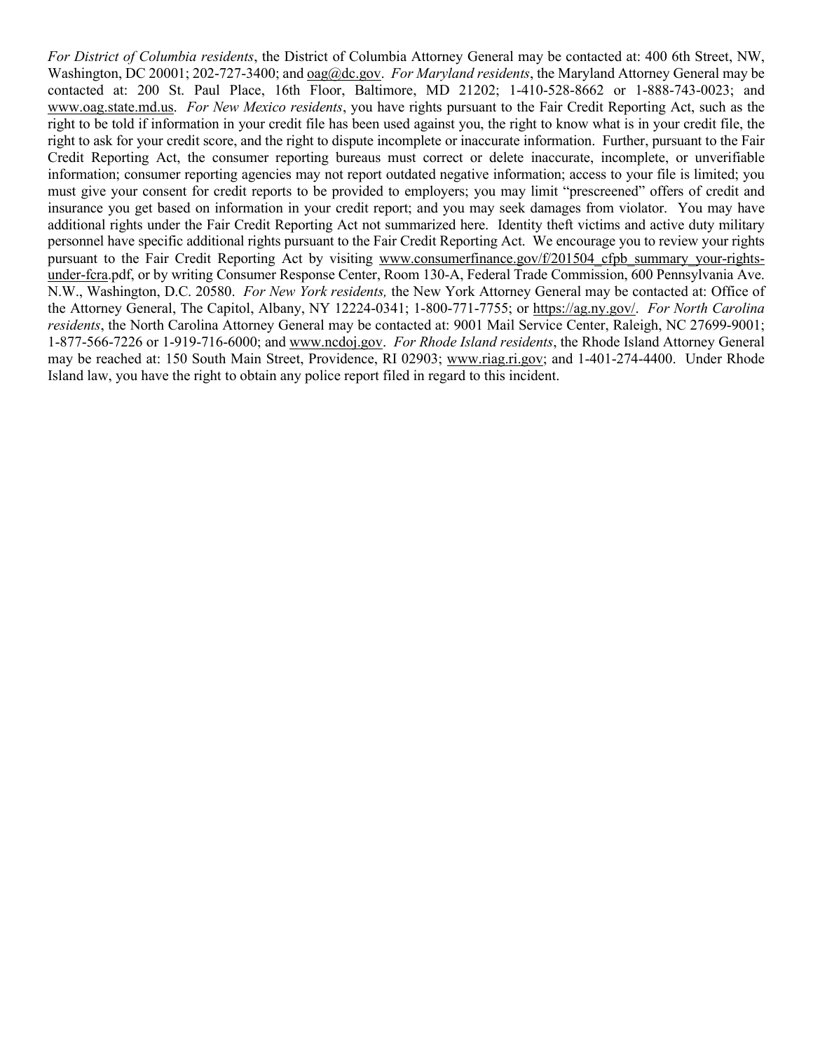*For District of Columbia residents*, the District of Columbia Attorney General may be contacted at: 400 6th Street, NW, Washington, DC 20001; 202-727-3400; and oag@dc.gov. *For Maryland residents*, the Maryland Attorney General may be contacted at: 200 St. Paul Place, 16th Floor, Baltimore, MD 21202; 1-410-528-8662 or 1-888-743-0023; and www.oag.state.md.us. *For New Mexico residents*, you have rights pursuant to the Fair Credit Reporting Act, such as the right to be told if information in your credit file has been used against you, the right to know what is in your credit file, the right to ask for your credit score, and the right to dispute incomplete or inaccurate information. Further, pursuant to the Fair Credit Reporting Act, the consumer reporting bureaus must correct or delete inaccurate, incomplete, or unverifiable information; consumer reporting agencies may not report outdated negative information; access to your file is limited; you must give your consent for credit reports to be provided to employers; you may limit "prescreened" offers of credit and insurance you get based on information in your credit report; and you may seek damages from violator. You may have additional rights under the Fair Credit Reporting Act not summarized here. Identity theft victims and active duty military personnel have specific additional rights pursuant to the Fair Credit Reporting Act. We encourage you to review your rights pursuant to the Fair Credit Reporting Act by visiting www.consumerfinance.gov/f/201504_cfpb_summary_your-rights-under-fcra.pdf, or by writing Consumer Response Center, Room 130-A, Federal Trade Commission, 600 Pennsylvania Ave. N.W., Washington, D.C. 20580. *For New York residents,* the New York Attorney General may be contacted at: Office of the Attorney General, The Capitol, Albany, NY 12224-0341; 1-800-771-7755; or https://ag.ny.gov/. *For North Carolina residents*, the North Carolina Attorney General may be contacted at: 9001 Mail Service Center, Raleigh, NC 27699-9001; 1-877-566-7226 or 1-919-716-6000; and www.ncdoj.gov. *For Rhode Island residents*, the Rhode Island Attorney General may be reached at: 150 South Main Street, Providence, RI 02903; www.riag.ri.gov; and 1-401-274-4400. Under Rhode Island law, you have the right to obtain any police report filed in regard to this incident.